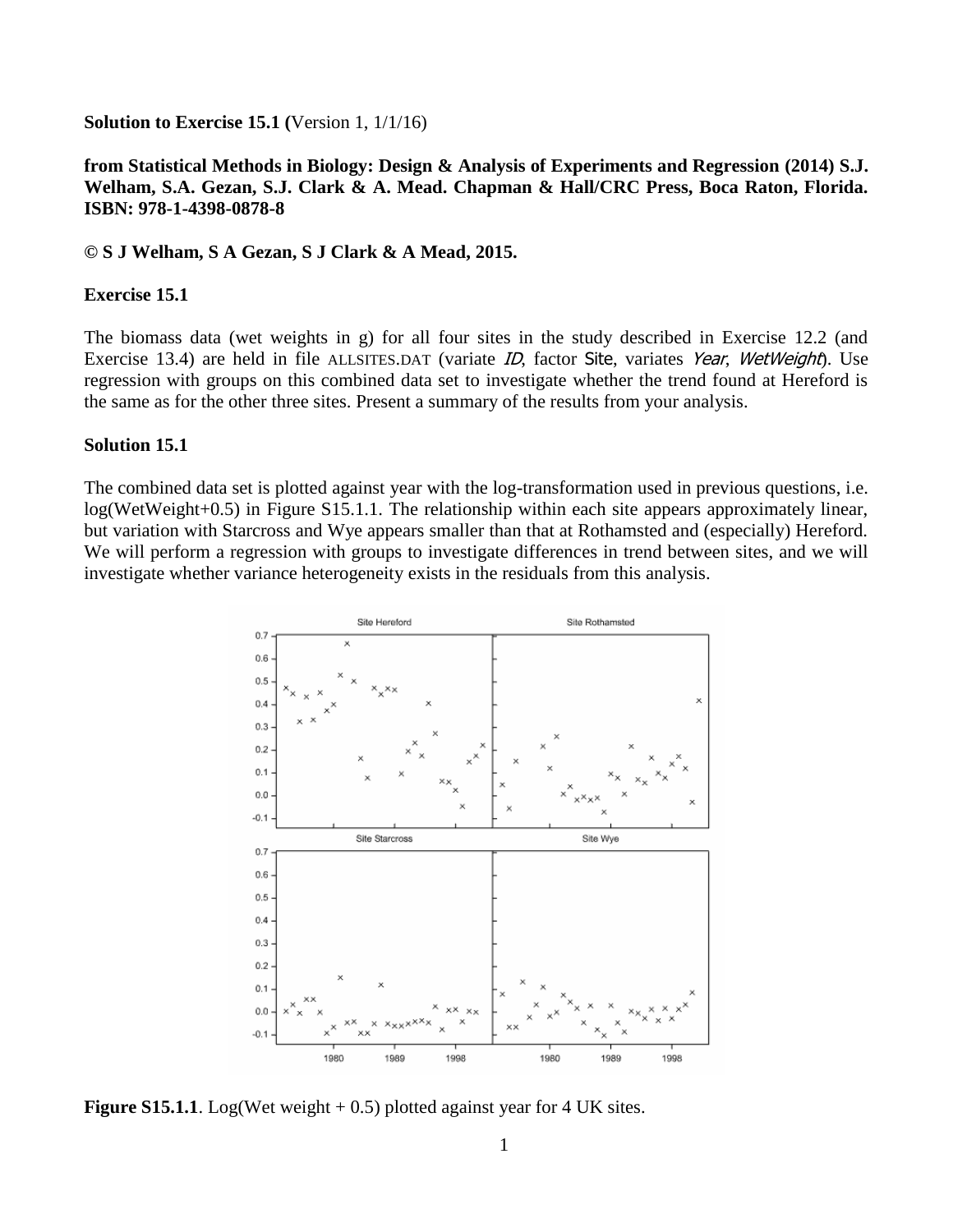**Solution to Exercise 15.1 (**Version 1, 1/1/16)

**from Statistical Methods in Biology: Design & Analysis of Experiments and Regression (2014) S.J. Welham, S.A. Gezan, S.J. Clark & A. Mead. Chapman & Hall/CRC Press, Boca Raton, Florida. ISBN: 978-1-4398-0878-8**

**© S J Welham, S A Gezan, S J Clark & A Mead, 2015.**

**Exercise 15.1**

The biomass data (wet weights in g) for all four sites in the study described in Exercise 12.2 (and Exercise 13.4) are held in file ALLSITES.DAT (variate *ID*, factor Site, variates *Year*, *WetWeight*). Use regression with groups on this combined data set to investigate whether the trend found at Hereford is the same as for the other three sites. Present a summary of the results from your analysis.

**Solution 15.1**

The combined data set is plotted against year with the log-transformation used in previous questions, i.e. log(WetWeight+0.5) in Figure S15.1.1. The relationship within each site appears approximately linear, but variation with Starcross and Wye appears smaller than that at Rothamsted and (especially) Hereford. We will perform a regression with groups to investigate differences in trend between sites, and we will investigate whether variance heterogeneity exists in the residuals from this analysis.

**Figure S15.1.1**. Log(Wet weight + 0.5) plotted against year for 4 UK sites.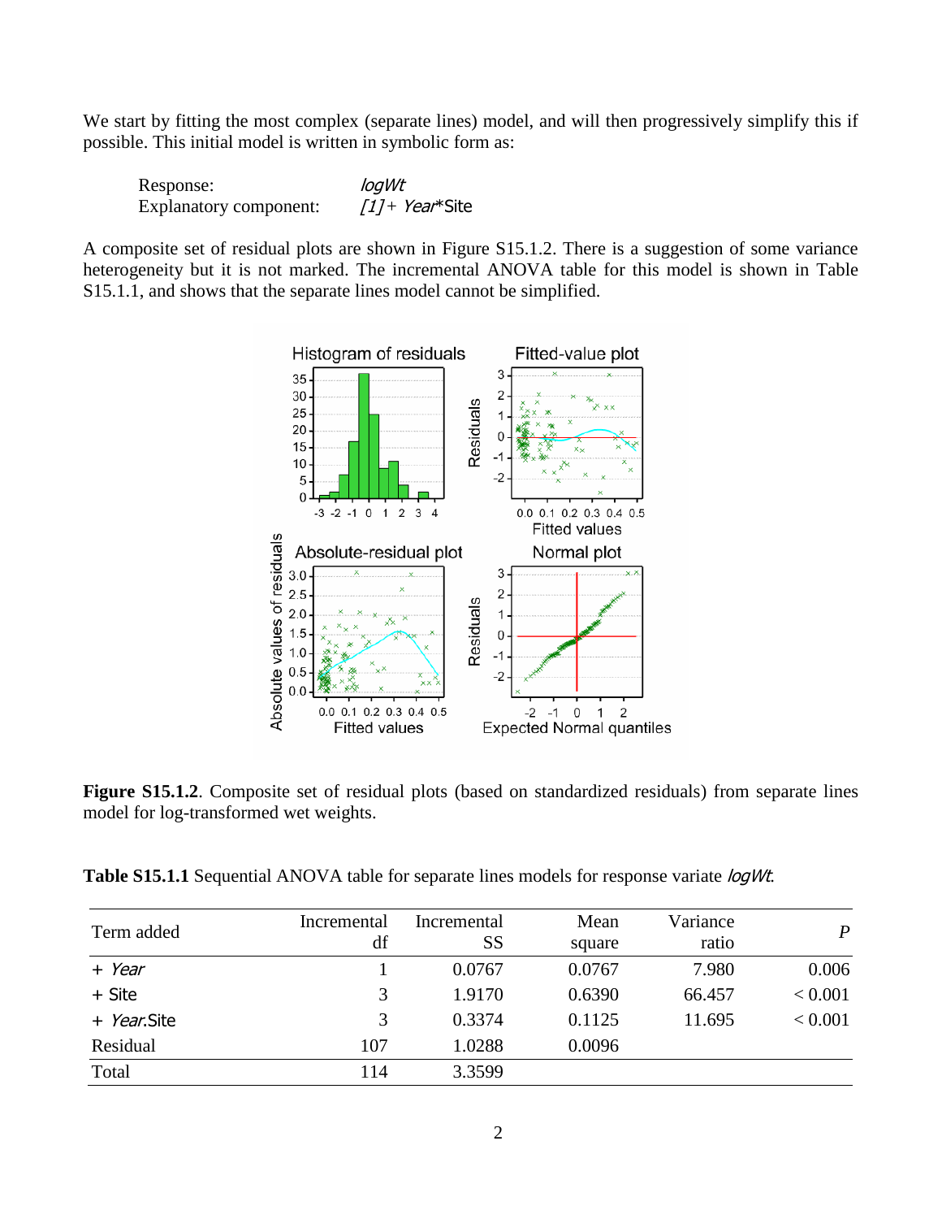We start by fitting the most complex (separate lines) model, and will then progressively simplify this if possible. This initial model is written in symbolic form as:

Response: *logWt*
Explanatory component: *[1]* + *Year**Site

A composite set of residual plots are shown in Figure S15.1.2. There is a suggestion of some variance heterogeneity but it is not marked. The incremental ANOVA table for this model is shown in Table S15.1.1, and shows that the separate lines model cannot be simplified.

**Figure S15.1.2**. Composite set of residual plots (based on standardized residuals) from separate lines model for log-transformed wet weights.

**Table S15.1.1** Sequential ANOVA table for separate lines models for response variate *logWt*.

| Term added | Incremental df | Incremental SS | Mean square | Variance ratio | *P* |
|---|---|---|---|---|---|
| + *Year* | 1 | 0.0767 | 0.0767 | 7.980 | 0.006 |
| + Site | 3 | 1.9170 | 0.6390 | 66.457 | < 0.001 |
| + *Year*.Site | 3 | 0.3374 | 0.1125 | 11.695 | < 0.001 |
| Residual | 107 | 1.0288 | 0.0096 | | |
| Total | 114 | 3.3599 | | | |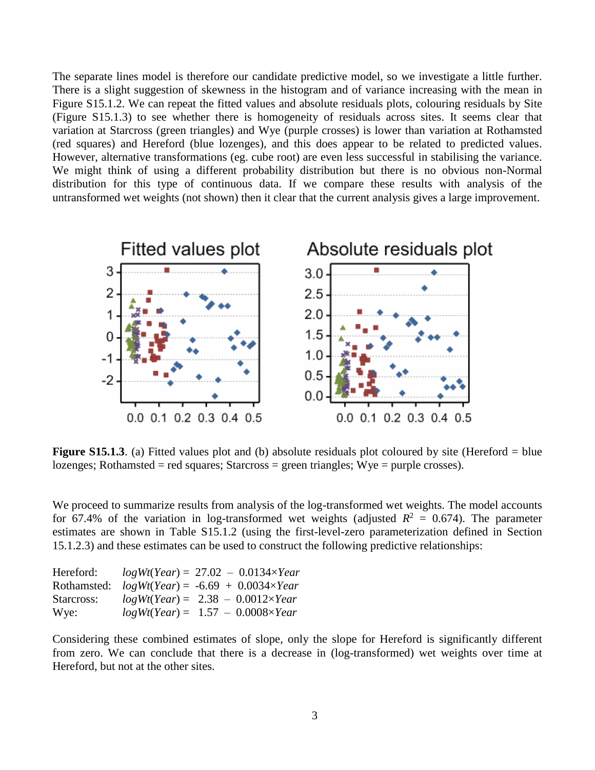The separate lines model is therefore our candidate predictive model, so we investigate a little further. There is a slight suggestion of skewness in the histogram and of variance increasing with the mean in Figure S15.1.2. We can repeat the fitted values and absolute residuals plots, colouring residuals by Site (Figure S15.1.3) to see whether there is homogeneity of residuals across sites. It seems clear that variation at Starcross (green triangles) and Wye (purple crosses) is lower than variation at Rothamsted (red squares) and Hereford (blue lozenges), and this does appear to be related to predicted values. However, alternative transformations (eg. cube root) are even less successful in stabilising the variance. We might think of using a different probability distribution but there is no obvious non-Normal distribution for this type of continuous data. If we compare these results with analysis of the untransformed wet weights (not shown) then it clear that the current analysis gives a large improvement.

**Figure S15.1.3**. (a) Fitted values plot and (b) absolute residuals plot coloured by site (Hereford = blue lozenges; Rothamsted = red squares; Starcross = green triangles; Wye = purple crosses).

We proceed to summarize results from analysis of the log-transformed wet weights. The model accounts for 67.4% of the variation in log-transformed wet weights (adjusted $R^2$ = 0.674). The parameter estimates are shown in Table S15.1.2 (using the first-level-zero parameterization defined in Section 15.1.2.3) and these estimates can be used to construct the following predictive relationships:

Hereford: $logWt(Year) = 27.02 - 0.0134 \times Year$
Rothamsted: $logWt(Year) = -6.69 + 0.0034 \times Year$
Starcross: $logWt(Year) = 2.38 - 0.0012 \times Year$
Wye: $logWt(Year) = 1.57 - 0.0008 \times Year$

Considering these combined estimates of slope, only the slope for Hereford is significantly different from zero. We can conclude that there is a decrease in (log-transformed) wet weights over time at Hereford, but not at the other sites.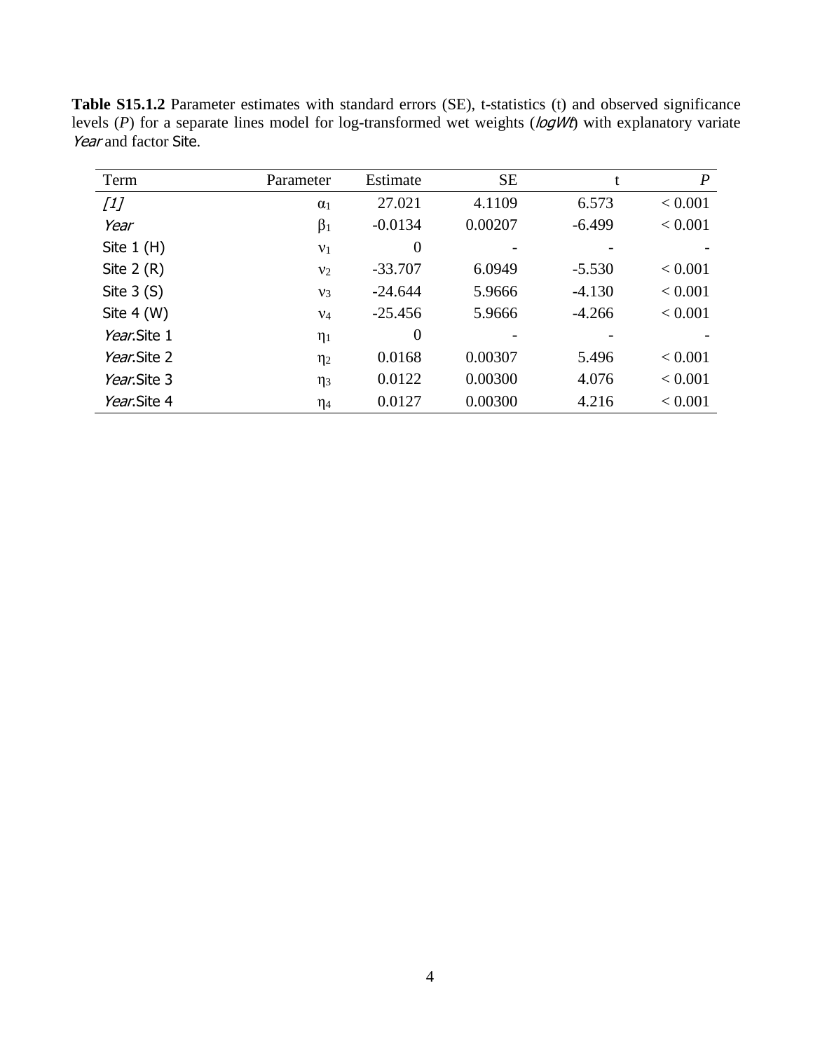**Table S15.1.2** Parameter estimates with standard errors (SE), t-statistics (t) and observed significance levels (*P*) for a separate lines model for log-transformed wet weights (*logWt*) with explanatory variate *Year* and factor Site.

| Term | Parameter | Estimate | SE | t | *P* |
|---|---|---|---|---|---|
| *[1]* | $\alpha_1$ | 27.021 | 4.1109 | 6.573 | < 0.001 |
| *Year* | $\beta_1$ | -0.0134 | 0.00207 | -6.499 | < 0.001 |
| Site 1 (H) | $\nu_1$ | 0 | - | - | - |
| Site 2 (R) | $\nu_2$ | -33.707 | 6.0949 | -5.530 | < 0.001 |
| Site 3 (S) | $\nu_3$ | -24.644 | 5.9666 | -4.130 | < 0.001 |
| Site 4 (W) | $\nu_4$ | -25.456 | 5.9666 | -4.266 | < 0.001 |
| *Year*.Site 1 | $\eta_1$ | 0 | - | - | - |
| *Year*.Site 2 | $\eta_2$ | 0.0168 | 0.00307 | 5.496 | < 0.001 |
| *Year*.Site 3 | $\eta_3$ | 0.0122 | 0.00300 | 4.076 | < 0.001 |
| *Year*.Site 4 | $\eta_4$ | 0.0127 | 0.00300 | 4.216 | < 0.001 |